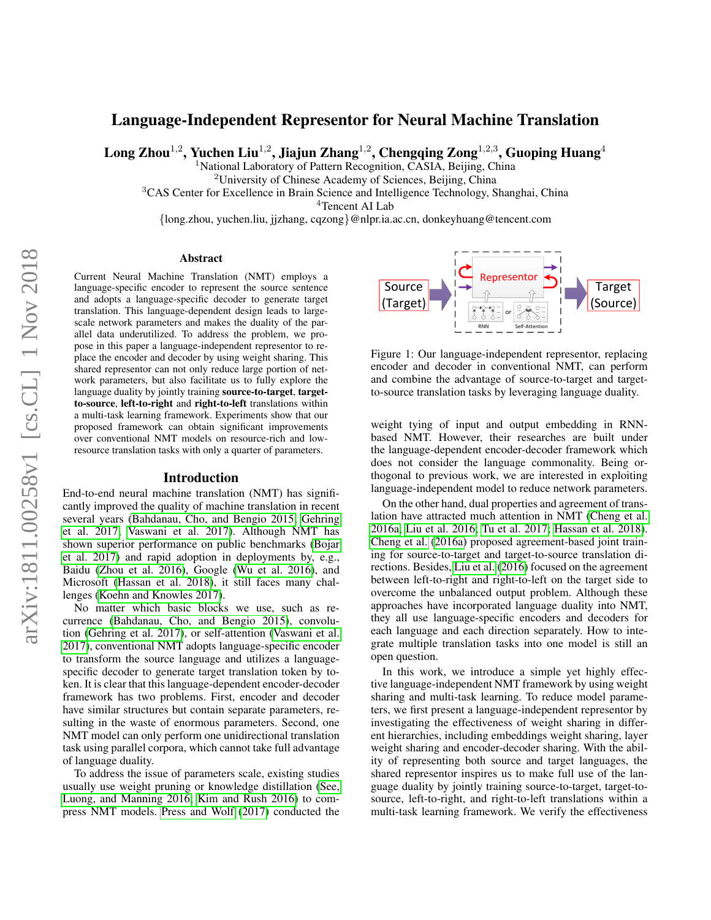# Language-Independent Representor for Neural Machine Translation

**Long Zhou[1,2], Yuchen Liu[1,2], Jiajun Zhang[1,2], Chengqing Zong[1,2,3], Guoping Huang[4]**

[1]National Laboratory of Pattern Recognition, CASIA, Beijing, China
[2]University of Chinese Academy of Sciences, Beijing, China
[3]CAS Center for Excellence in Brain Science and Intelligence Technology, Shanghai, China
[4]Tencent AI Lab
{long.zhou, yuchen.liu, jjzhang, cqzong}@nlpr.ia.ac.cn, donkeyhuang@tencent.com

## Abstract

Current Neural Machine Translation (NMT) employs a language-specific encoder to represent the source sentence and adopts a language-specific decoder to generate target translation. This language-dependent design leads to large-scale network parameters and makes the duality of the parallel data underutilized. To address the problem, we propose in this paper a language-independent representor to replace the encoder and decoder by using weight sharing. This shared representor can not only reduce large portion of network parameters, but also facilitate us to fully explore the language duality by jointly training **source-to-target**, **target-to-source**, **left-to-right** and **right-to-left** translations within a multi-task learning framework. Experiments show that our proposed framework can obtain significant improvements over conventional NMT models on resource-rich and low-resource translation tasks with only a quarter of parameters.

## Introduction

End-to-end neural machine translation (NMT) has significantly improved the quality of machine translation in recent several years (Bahdanau, Cho, and Bengio 2015; Gehring et al. 2017; Vaswani et al. 2017). Although NMT has shown superior performance on public benchmarks (Bojar et al. 2017) and rapid adoption in deployments by, e.g., Baidu (Zhou et al. 2016), Google (Wu et al. 2016), and Microsoft (Hassan et al. 2018), it still faces many challenges (Koehn and Knowles 2017).

No matter which basic blocks we use, such as recurrence (Bahdanau, Cho, and Bengio 2015), convolution (Gehring et al. 2017), or self-attention (Vaswani et al. 2017), conventional NMT adopts language-specific encoder to transform the source language and utilizes a language-specific decoder to generate target translation token by token. It is clear that this language-dependent encoder-decoder framework has two problems. First, encoder and decoder have similar structures but contain separate parameters, resulting in the waste of enormous parameters. Second, one NMT model can only perform one unidirectional translation task using parallel corpora, which cannot take full advantage of language duality.

To address the issue of parameters scale, existing studies usually use weight pruning or knowledge distillation (See, Luong, and Manning 2016; Kim and Rush 2016) to compress NMT models. Press and Wolf (2017) conducted the weight tying of input and output embedding in RNN-based NMT. However, their researches are built under the language-dependent encoder-decoder framework which does not consider the language commonality. Being orthogonal to previous work, we are interested in exploiting language-independent model to reduce network parameters.

On the other hand, dual properties and agreement of translation have attracted much attention in NMT (Cheng et al. 2016a; Liu et al. 2016; Tu et al. 2017; Hassan et al. 2018). Cheng et al. (2016a) proposed agreement-based joint training for source-to-target and target-to-source translation directions. Besides, Liu et al. (2016) focused on the agreement between left-to-right and right-to-left on the target side to overcome the unbalanced output problem. Although these approaches have incorporated language duality into NMT, they all use language-specific encoders and decoders for each language and each direction separately. How to integrate multiple translation tasks into one model is still an open question.

In this work, we introduce a simple yet highly effective language-independent NMT framework by using weight sharing and multi-task learning. To reduce model parameters, we first present a language-independent representor by investigating the effectiveness of weight sharing in different hierarchies, including embeddings weight sharing, layer weight sharing and encoder-decoder sharing. With the ability of representing both source and target languages, the shared representor inspires us to make full use of the language duality by jointly training source-to-target, target-to-source, left-to-right, and right-to-left translations within a multi-task learning framework. We verify the effectiveness

Figure 1: Our language-independent representor, replacing encoder and decoder in conventional NMT, can perform and combine the advantage of source-to-target and target-to-source translation tasks by leveraging language duality.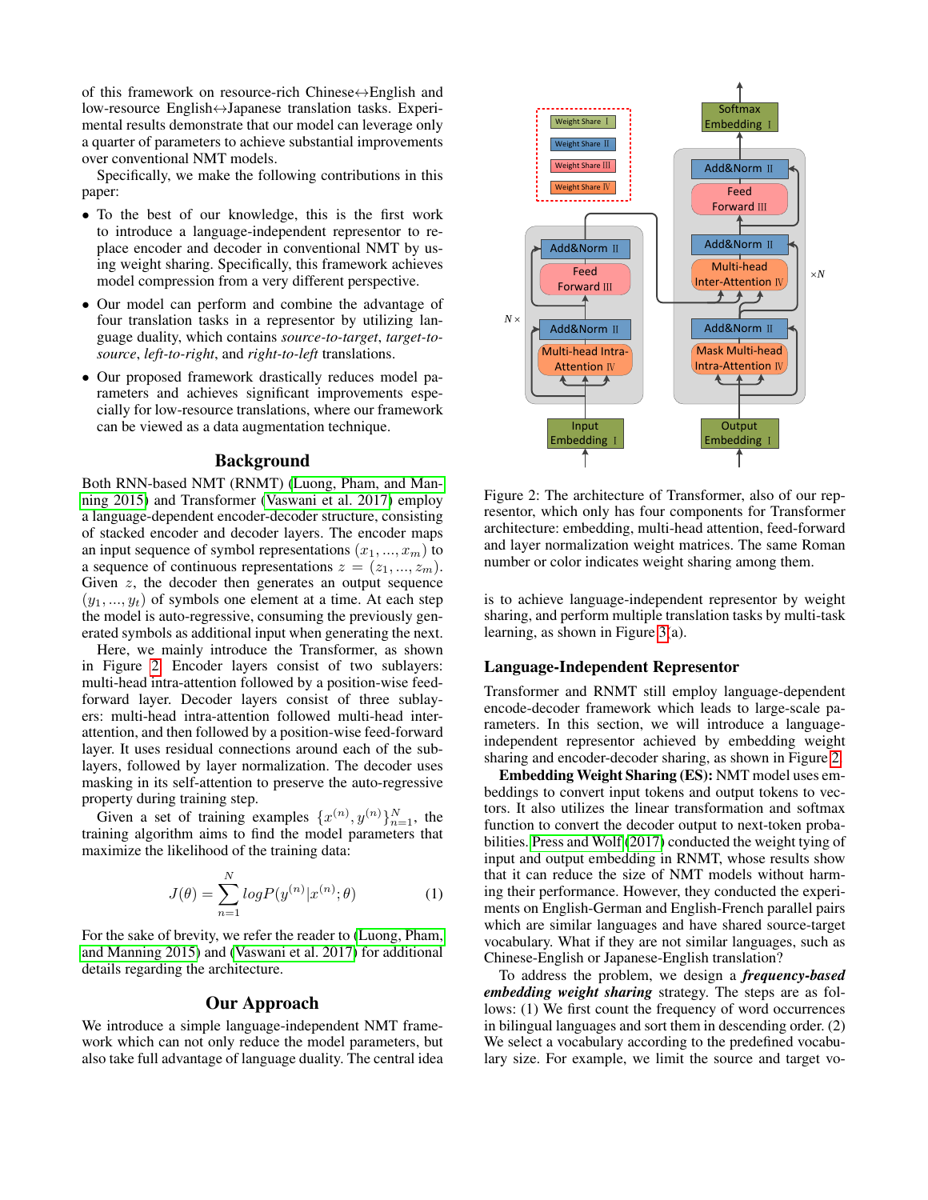of this framework on resource-rich Chinese↔English and low-resource English↔Japanese translation tasks. Experimental results demonstrate that our model can leverage only a quarter of parameters to achieve substantial improvements over conventional NMT models.

Specifically, we make the following contributions in this paper:

- To the best of our knowledge, this is the first work to introduce a language-independent representor to replace encoder and decoder in conventional NMT by using weight sharing. Specifically, this framework achieves model compression from a very different perspective.
- Our model can perform and combine the advantage of four translation tasks in a representor by utilizing language duality, which contains *source-to-target*, *target-to-source*, *left-to-right*, and *right-to-left* translations.
- Our proposed framework drastically reduces model parameters and achieves significant improvements especially for low-resource translations, where our framework can be viewed as a data augmentation technique.

## Background

Both RNN-based NMT (RNMT) (Luong, Pham, and Manning 2015) and Transformer (Vaswani et al. 2017) employ a language-dependent encoder-decoder structure, consisting of stacked encoder and decoder layers. The encoder maps an input sequence of symbol representations $(x_1, ..., x_m)$ to a sequence of continuous representations $z = (z_1, ..., z_m)$. Given $z$, the decoder then generates an output sequence $(y_1, ..., y_t)$ of symbols one element at a time. At each step the model is auto-regressive, consuming the previously generated symbols as additional input when generating the next.

Here, we mainly introduce the Transformer, as shown in Figure 2. Encoder layers consist of two sublayers: multi-head intra-attention followed by a position-wise feed-forward layer. Decoder layers consist of three sublayers: multi-head intra-attention followed multi-head inter-attention, and then followed by a position-wise feed-forward layer. It uses residual connections around each of the sublayers, followed by layer normalization. The decoder uses masking in its self-attention to preserve the auto-regressive property during training step.

Given a set of training examples $\{x^{(n)}, y^{(n)}\}_{n=1}^{N}$, the training algorithm aims to find the model parameters that maximize the likelihood of the training data:

$$J(\theta) = \sum_{n=1}^{N} logP(y^{(n)}|x^{(n)}; \theta) \quad (1)$$

For the sake of brevity, we refer the reader to (Luong, Pham, and Manning 2015) and (Vaswani et al. 2017) for additional details regarding the architecture.

## Our Approach

We introduce a simple language-independent NMT framework which can not only reduce the model parameters, but also take full advantage of language duality. The central idea is to achieve language-independent representor by weight sharing, and perform multiple translation tasks by multi-task learning, as shown in Figure 3(a).

Figure 2: The architecture of Transformer, also of our representor, which only has four components for Transformer architecture: embedding, multi-head attention, feed-forward and layer normalization weight matrices. The same Roman number or color indicates weight sharing among them.

### Language-Independent Representor

Transformer and RNMT still employ language-dependent encode-decoder framework which leads to large-scale parameters. In this section, we will introduce a language-independent representor achieved by embedding weight sharing and encoder-decoder sharing, as shown in Figure 2.

**Embedding Weight Sharing (ES):** NMT model uses embeddings to convert input tokens and output tokens to vectors. It also utilizes the linear transformation and softmax function to convert the decoder output to next-token probabilities. Press and Wolf (2017) conducted the weight tying of input and output embedding in RNMT, whose results show that it can reduce the size of NMT models without harming their performance. However, they conducted the experiments on English-German and English-French parallel pairs which are similar languages and have shared source-target vocabulary. What if they are not similar languages, such as Chinese-English or Japanese-English translation?

To address the problem, we design a ***frequency-based embedding weight sharing*** strategy. The steps are as follows: (1) We first count the frequency of word occurrences in bilingual languages and sort them in descending order. (2) We select a vocabulary according to the predefined vocabulary size. For example, we limit the source and target vo-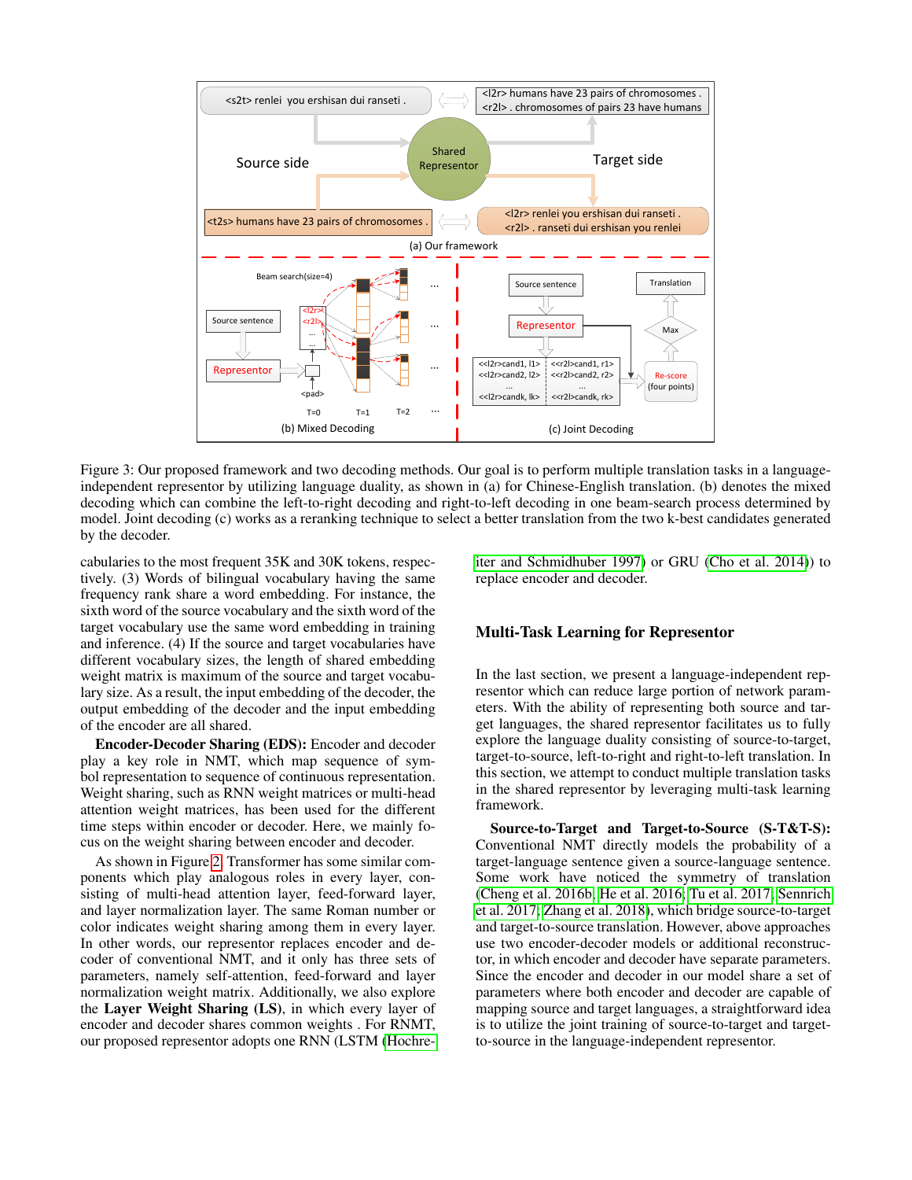Figure 3: Our proposed framework and two decoding methods. Our goal is to perform multiple translation tasks in a language-independent representor by utilizing language duality, as shown in (a) for Chinese-English translation. (b) denotes the mixed decoding which can combine the left-to-right decoding and right-to-left decoding in one beam-search process determined by model. Joint decoding (c) works as a reranking technique to select a better translation from the two k-best candidates generated by the decoder.

cabularies to the most frequent 35K and 30K tokens, respectively. (3) Words of bilingual vocabulary having the same frequency rank share a word embedding. For instance, the sixth word of the source vocabulary and the sixth word of the target vocabulary use the same word embedding in training and inference. (4) If the source and target vocabularies have different vocabulary sizes, the length of shared embedding weight matrix is maximum of the source and target vocabulary size. As a result, the input embedding of the decoder, the output embedding of the decoder and the input embedding of the encoder are all shared.

**Encoder-Decoder Sharing (EDS):** Encoder and decoder play a key role in NMT, which map sequence of symbol representation to sequence of continuous representation. Weight sharing, such as RNN weight matrices or multi-head attention weight matrices, has been used for the different time steps within encoder or decoder. Here, we mainly focus on the weight sharing between encoder and decoder.

As shown in Figure 2, Transformer has some similar components which play analogous roles in every layer, consisting of multi-head attention layer, feed-forward layer, and layer normalization layer. The same Roman number or color indicates weight sharing among them in every layer. In other words, our representor replaces encoder and decoder of conventional NMT, and it only has three sets of parameters, namely self-attention, feed-forward and layer normalization weight matrix. Additionally, we also explore the **Layer Weight Sharing (LS)**, in which every layer of encoder and decoder shares common weights . For RNMT, our proposed representor adopts one RNN (LSTM (Hochreiter and Schmidhuber 1997) or GRU (Cho et al. 2014)) to replace encoder and decoder.

## Multi-Task Learning for Representor

In the last section, we present a language-independent representor which can reduce large portion of network parameters. With the ability of representing both source and target languages, the shared representor facilitates us to fully explore the language duality consisting of source-to-target, target-to-source, left-to-right and right-to-left translation. In this section, we attempt to conduct multiple translation tasks in the shared representor by leveraging multi-task learning framework.

**Source-to-Target and Target-to-Source (S-T&T-S):** Conventional NMT directly models the probability of a target-language sentence given a source-language sentence. Some work have noticed the symmetry of translation (Cheng et al. 2016b; He et al. 2016; Tu et al. 2017; Sennrich et al. 2017; Zhang et al. 2018), which bridge source-to-target and target-to-source translation. However, above approaches use two encoder-decoder models or additional reconstructor, in which encoder and decoder have separate parameters. Since the encoder and decoder in our model share a set of parameters where both encoder and decoder are capable of mapping source and target languages, a straightforward idea is to utilize the joint training of source-to-target and target-to-source in the language-independent representor.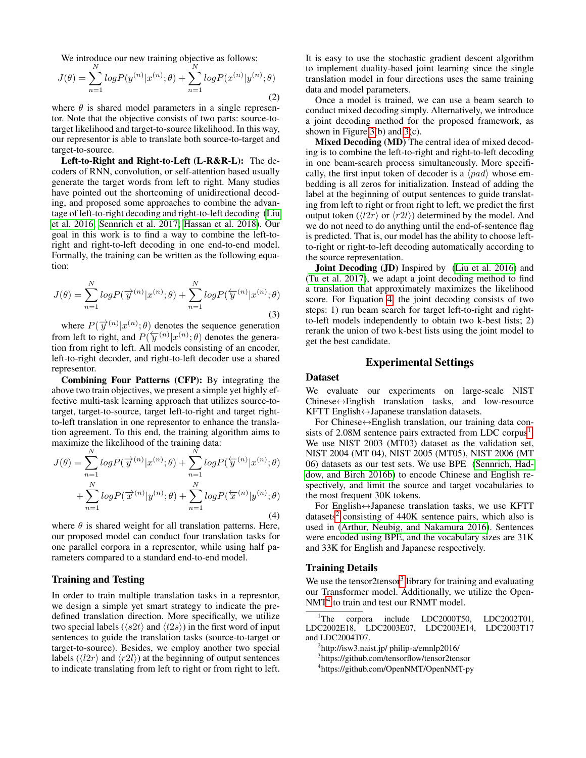We introduce our new training objective as follows:

$$J(\theta) = \sum_{n=1}^{N} logP(y^{(n)}|x^{(n)};\theta) + \sum_{n=1}^{N} logP(x^{(n)}|y^{(n)};\theta) \tag{2}$$

where $\theta$ is shared model parameters in a single representor. Note that the objective consists of two parts: source-to-target likelihood and target-to-source likelihood. In this way, our representor is able to translate both source-to-target and target-to-source.

**Left-to-Right and Right-to-Left (L-R&R-L):** The decoders of RNN, convolution, or self-attention based usually generate the target words from left to right. Many studies have pointed out the shortcoming of unidirectional decoding, and proposed some approaches to combine the advantage of left-to-right decoding and right-to-left decoding (Liu et al. 2016; Sennrich et al. 2017; Hassan et al. 2018). Our goal in this work is to find a way to combine the left-to-right and right-to-left decoding in one end-to-end model. Formally, the training can be written as the following equation:

$$J(\theta) = \sum_{n=1}^{N} logP(\overrightarrow{y}^{(n)}|x^{(n)};\theta) + \sum_{n=1}^{N} logP(\overleftarrow{y}^{(n)}|x^{(n)};\theta) \tag{3}$$

where $P(\overrightarrow{y}^{(n)}|x^{(n)};\theta)$ denotes the sequence generation from left to right, and $P(\overleftarrow{y}^{(n)}|x^{(n)};\theta)$ denotes the generation from right to left. All models consisting of an encoder, left-to-right decoder, and right-to-left decoder use a shared representor.

**Combining Four Patterns (CFP):** By integrating the above two train objectives, we present a simple yet highly effective multi-task learning approach that utilizes source-to-target, target-to-source, target left-to-right and target right-to-left translation in one representor to enhance the translation agreement. To this end, the training algorithm aims to maximize the likelihood of the training data:

$$\begin{aligned}J(\theta) = &\sum_{n=1}^{N} logP(\overrightarrow{y}^{(n)}|x^{(n)};\theta) + \sum_{n=1}^{N} logP(\overleftarrow{y}^{(n)}|x^{(n)};\theta) \\ &+ \sum_{n=1}^{N} logP(\overrightarrow{x}^{(n)}|y^{(n)};\theta) + \sum_{n=1}^{N} logP(\overleftarrow{x}^{(n)}|y^{(n)};\theta)\end{aligned} \tag{4}$$

where $\theta$ is shared weight for all translation patterns. Here, our proposed model can conduct four translation tasks for one parallel corpora in a representor, while using half parameters compared to a standard end-to-end model.

## Training and Testing

In order to train multiple translation tasks in a represntor, we design a simple yet smart strategy to indicate the pre-defined translation direction. More specifically, we utilize two special labels ($\langle s2t \rangle$ and $\langle t2s \rangle$) in the first word of input sentences to guide the translation tasks (source-to-target or target-to-source). Besides, we employ another two special labels ($\langle l2r \rangle$ and $\langle r2l \rangle$) at the beginning of output sentences to indicate translating from left to right or from right to left.

It is easy to use the stochastic gradient descent algorithm to implement duality-based joint learning since the single translation model in four directions uses the same training data and model parameters.

Once a model is trained, we can use a beam search to conduct mixed decoding simply. Alternatively, we introduce a joint decoding method for the proposed framework, as shown in Figure 3(b) and 3(c).

**Mixed Decoding (MD)** The central idea of mixed decoding is to combine the left-to-right and right-to-left decoding in one beam-search process simultaneously. More specifically, the first input token of decoder is a $\langle pad \rangle$ whose embedding is all zeros for initialization. Instead of adding the label at the beginning of output sentences to guide translating from left to right or from right to left, we predict the first output token ($\langle l2r \rangle$ or $\langle r2l \rangle$) determined by the model. And we do not need to do anything until the end-of-sentence flag is predicted. That is, our model has the ability to choose left-to-right or right-to-left decoding automatically according to the source representation.

**Joint Decoding (JD)** Inspired by (Liu et al. 2016) and (Tu et al. 2017), we adapt a joint decoding method to find a translation that approximately maximizes the likelihood score. For Equation 4, the joint decoding consists of two steps: 1) run beam search for target left-to-right and right-to-left models independently to obtain two k-best lists; 2) rerank the union of two k-best lists using the joint model to get the best candidate.

# Experimental Settings

## Dataset

We evaluate our experiments on large-scale NIST Chinese↔English translation tasks, and low-resource KFTT English↔Japanese translation datasets.

For Chinese↔English translation, our training data consists of 2.08M sentence pairs extracted from LDC corpus[1]. We use NIST 2003 (MT03) dataset as the validation set, NIST 2004 (MT 04), NIST 2005 (MT05), NIST 2006 (MT 06) datasets as our test sets. We use BPE (Sennrich, Haddow, and Birch 2016b) to encode Chinese and English respectively, and limit the source and target vocabularies to the most frequent 30K tokens.

For English↔Japanese translation tasks, we use KFTT datasets[2] consisting of 440K sentence pairs, which also is used in (Arthur, Neubig, and Nakamura 2016). Sentences were encoded using BPE, and the vocabulary sizes are 31K and 33K for English and Japanese respectively.

## Training Details

We use the tensor2tensor[3] library for training and evaluating our Transformer model. Additionally, we utilize the OpenNMT[4] to train and test our RNMT model.

[1] The corpora include LDC2000T50, LDC2002T01, LDC2002E18, LDC2003E07, LDC2003E14, LDC2003T17 and LDC2004T07.

[2] http://isw3.naist.jp/ philip-a/emnlp2016/

[3] https://github.com/tensorflow/tensor2tensor

[4] https://github.com/OpenNMT/OpenNMT-py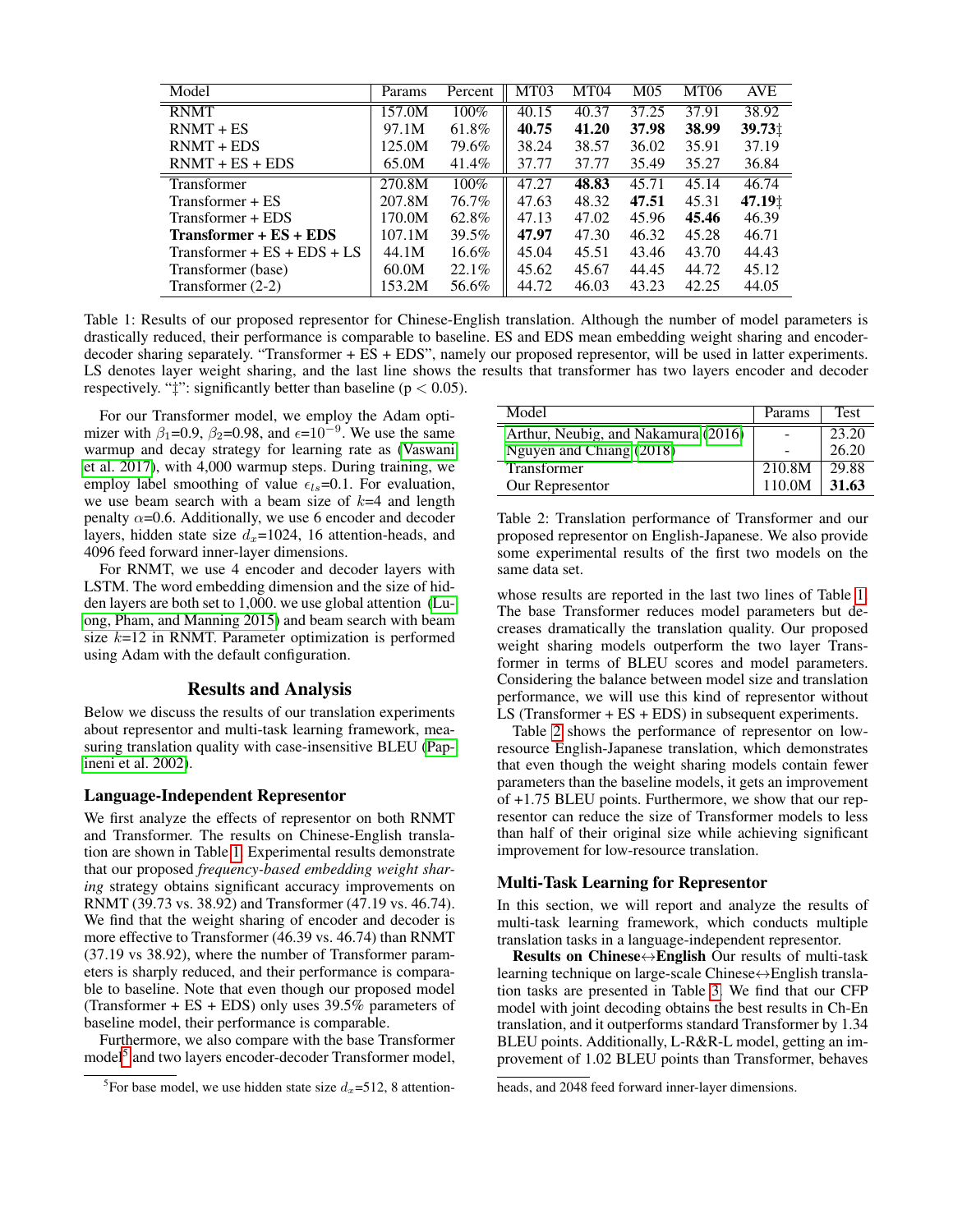| Model | Params | Percent | MT03 | MT04 | M05 | MT06 | AVE |
|---|---|---|---|---|---|---|---|
| RNMT | 157.0M | 100% | 40.15 | 40.37 | 37.25 | 37.91 | 38.92 |
| RNMT + ES | 97.1M | 61.8% | **40.75** | **41.20** | **37.98** | **38.99** | **39.73**‡ |
| RNMT + EDS | 125.0M | 79.6% | 38.24 | 38.57 | 36.02 | 35.91 | 37.19 |
| RNMT + ES + EDS | 65.0M | 41.4% | 37.77 | 37.77 | 35.49 | 35.27 | 36.84 |
| Transformer | 270.8M | 100% | 47.27 | **48.83** | 45.71 | 45.14 | 46.74 |
| Transformer + ES | 207.8M | 76.7% | 47.63 | 48.32 | **47.51** | 45.31 | **47.19**‡ |
| Transformer + EDS | 170.0M | 62.8% | 47.13 | 47.02 | 45.96 | **45.46** | 46.39 |
| **Transformer + ES + EDS** | 107.1M | 39.5% | **47.97** | 47.30 | 46.32 | 45.28 | 46.71 |
| Transformer + ES + EDS + LS | 44.1M | 16.6% | 45.04 | 45.51 | 43.46 | 43.70 | 44.43 |
| Transformer (base) | 60.0M | 22.1% | 45.62 | 45.67 | 44.45 | 44.72 | 45.12 |
| Transformer (2-2) | 153.2M | 56.6% | 44.72 | 46.03 | 43.23 | 42.25 | 44.05 |

Table 1: Results of our proposed representor for Chinese-English translation. Although the number of model parameters is drastically reduced, their performance is comparable to baseline. ES and EDS mean embedding weight sharing and encoder-decoder sharing separately. "Transformer + ES + EDS", namely our proposed representor, will be used in latter experiments. LS denotes layer weight sharing, and the last line shows the results that transformer has two layers encoder and decoder respectively. "‡": significantly better than baseline ($p < 0.05$).

For our Transformer model, we employ the Adam optimizer with $\beta_1$=0.9, $\beta_2$=0.98, and $\epsilon$=$10^{-9}$. We use the same warmup and decay strategy for learning rate as (Vaswani et al. 2017), with 4,000 warmup steps. During training, we employ label smoothing of value $\epsilon_{ls}$=0.1. For evaluation, we use beam search with a beam size of $k$=4 and length penalty $\alpha$=0.6. Additionally, we use 6 encoder and decoder layers, hidden state size $d_x$=1024, 16 attention-heads, and 4096 feed forward inner-layer dimensions.

For RNMT, we use 4 encoder and decoder layers with LSTM. The word embedding dimension and the size of hidden layers are both set to 1,000. we use global attention (Luong, Pham, and Manning 2015) and beam search with beam size $k$=12 in RNMT. Parameter optimization is performed using Adam with the default configuration.

## Results and Analysis

Below we discuss the results of our translation experiments about representor and multi-task learning framework, measuring translation quality with case-insensitive BLEU (Papineni et al. 2002).

### Language-Independent Representor

We first analyze the effects of representor on both RNMT and Transformer. The results on Chinese-English translation are shown in Table 1. Experimental results demonstrate that our proposed *frequency-based embedding weight sharing* strategy obtains significant accuracy improvements on RNMT (39.73 vs. 38.92) and Transformer (47.19 vs. 46.74). We find that the weight sharing of encoder and decoder is more effective to Transformer (46.39 vs. 46.74) than RNMT (37.19 vs 38.92), where the number of Transformer parameters is sharply reduced, and their performance is comparable to baseline. Note that even though our proposed model (Transformer + ES + EDS) only uses 39.5% parameters of baseline model, their performance is comparable.

Furthermore, we also compare with the base Transformer model[5] and two layers encoder-decoder Transformer model, whose results are reported in the last two lines of Table 1. The base Transformer reduces model parameters but decreases dramatically the translation quality. Our proposed weight sharing models outperform the two layer Transformer in terms of BLEU scores and model parameters. Considering the balance between model size and translation performance, we will use this kind of representor without LS (Transformer + ES + EDS) in subsequent experiments.

| Model | Params | Test |
|---|---|---|
| Arthur, Neubig, and Nakamura (2016) | - | 23.20 |
| Nguyen and Chiang (2018) | - | 26.20 |
| Transformer | 210.8M | 29.88 |
| Our Representor | 110.0M | **31.63** |

Table 2: Translation performance of Transformer and our proposed representor on English-Japanese. We also provide some experimental results of the first two models on the same data set.

Table 2 shows the performance of representor on low-resource English-Japanese translation, which demonstrates that even though the weight sharing models contain fewer parameters than the baseline models, it gets an improvement of +1.75 BLEU points. Furthermore, we show that our representor can reduce the size of Transformer models to less than half of their original size while achieving significant improvement for low-resource translation.

### Multi-Task Learning for Representor

In this section, we will report and analyze the results of multi-task learning framework, which conducts multiple translation tasks in a language-independent representor.

**Results on Chinese↔English** Our results of multi-task learning technique on large-scale Chinese↔English translation tasks are presented in Table 3. We find that our CFP model with joint decoding obtains the best results in Ch-En translation, and it outperforms standard Transformer by 1.34 BLEU points. Additionally, L-R&R-L model, getting an improvement of 1.02 BLEU points than Transformer, behaves

[5] For base model, we use hidden state size $d_x$=512, 8 attention-heads, and 2048 feed forward inner-layer dimensions.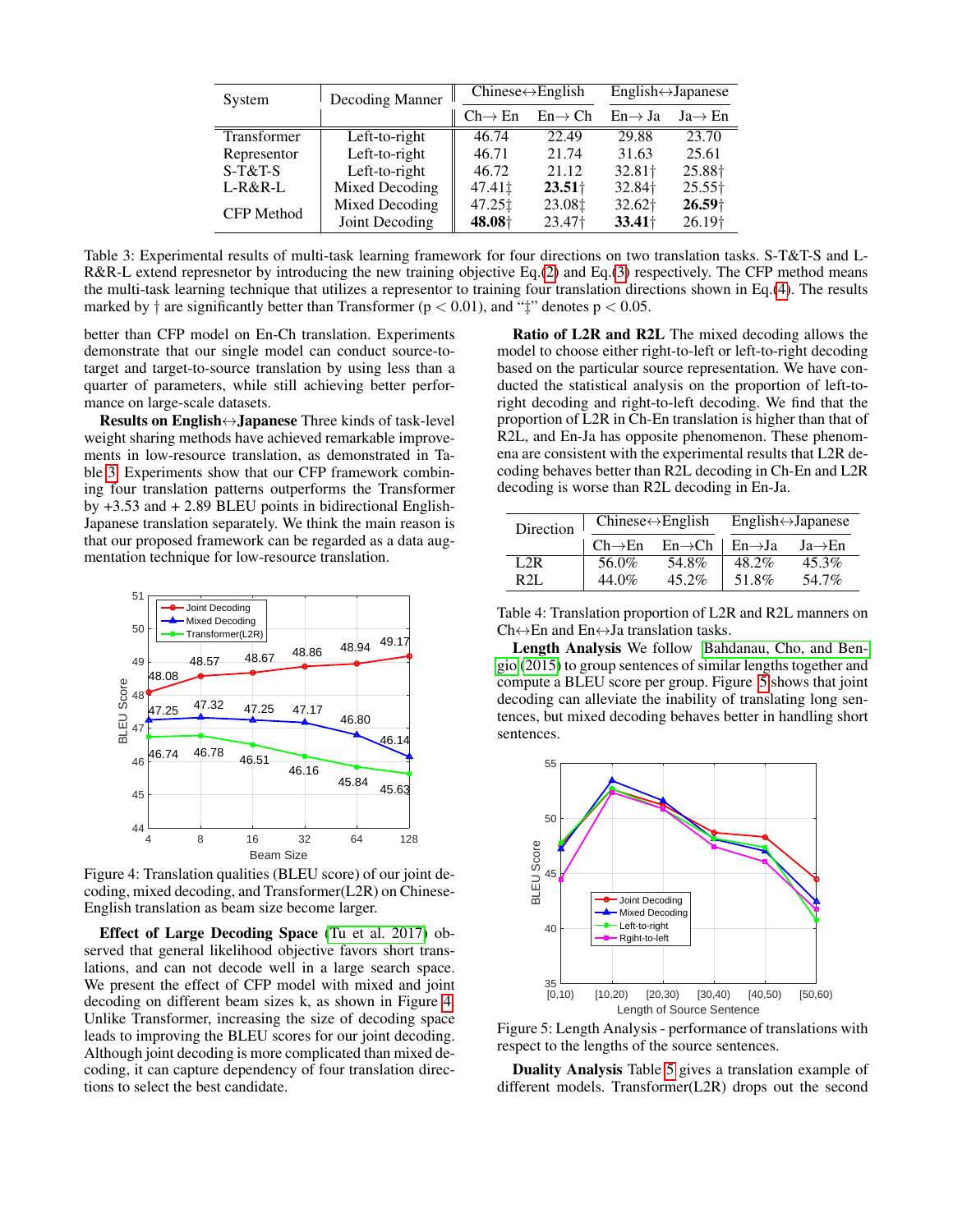| System | Decoding Manner | Chinese↔English | | English↔Japanese | |
|---|---|---|---|---|---|
| | | Ch→ En | En→ Ch | En→ Ja | Ja→ En |
| Transformer | Left-to-right | 46.74 | 22.49 | 29.88 | 23.70 |
| Representor | Left-to-right | 46.71 | 21.74 | 31.63 | 25.61 |
| S-T&T-S | Left-to-right | 46.72 | 21.12 | 32.81† | 25.88† |
| L-R&R-L | Mixed Decoding | 47.41‡ | **23.51**† | 32.84† | 25.55† |
| CFP Method | Mixed Decoding | 47.25‡ | 23.08‡ | 32.62† | **26.59**† |
| | Joint Decoding | **48.08**† | 23.47† | **33.41**† | 26.19† |

Table 3: Experimental results of multi-task learning framework for four directions on two translation tasks. S-T&T-S and L-R&R-L extend represnetor by introducing the new training objective Eq.(2) and Eq.(3) respectively. The CFP method means the multi-task learning technique that utilizes a representor to training four translation directions shown in Eq.(4). The results marked by † are significantly better than Transformer ($p < 0.01$), and "‡" denotes $p < 0.05$.

better than CFP model on En-Ch translation. Experiments demonstrate that our single model can conduct source-to-target and target-to-source translation by using less than a quarter of parameters, while still achieving better performance on large-scale datasets.

**Results on English↔Japanese** Three kinds of task-level weight sharing methods have achieved remarkable improvements in low-resource translation, as demonstrated in Table 3. Experiments show that our CFP framework combining four translation patterns outperforms the Transformer by +3.53 and + 2.89 BLEU points in bidirectional English-Japanese translation separately. We think the main reason is that our proposed framework can be regarded as a data augmentation technique for low-resource translation.

Figure 4: Translation qualities (BLEU score) of our joint decoding, mixed decoding, and Transformer(L2R) on Chinese-English translation as beam size become larger.

**Effect of Large Decoding Space** (Tu et al. 2017) observed that general likelihood objective favors short translations, and can not decode well in a large search space. We present the effect of CFP model with mixed and joint decoding on different beam sizes k, as shown in Figure 4. Unlike Transformer, increasing the size of decoding space leads to improving the BLEU scores for our joint decoding. Although joint decoding is more complicated than mixed decoding, it can capture dependency of four translation directions to select the best candidate.

**Ratio of L2R and R2L** The mixed decoding allows the model to choose either right-to-left or left-to-right decoding based on the particular source representation. We have conducted the statistical analysis on the proportion of left-to-right decoding and right-to-left decoding. We find that the proportion of L2R in Ch-En translation is higher than that of R2L, and En-Ja has opposite phenomenon. These phenomena are consistent with the experimental results that L2R decoding behaves better than R2L decoding in Ch-En and L2R decoding is worse than R2L decoding in En-Ja.

| Direction | Chinese↔English | | English↔Japanese | |
|---|---|---|---|---|
| | Ch→En | En→Ch | En→Ja | Ja→En |
| L2R | 56.0% | 54.8% | 48.2% | 45.3% |
| R2L | 44.0% | 45.2% | 51.8% | 54.7% |

Table 4: Translation proportion of L2R and R2L manners on Ch↔En and En↔Ja translation tasks.

**Length Analysis** We follow Bahdanau, Cho, and Bengio (2015) to group sentences of similar lengths together and compute a BLEU score per group. Figure 5 shows that joint decoding can alleviate the inability of translating long sentences, but mixed decoding behaves better in handling short sentences.

Figure 5: Length Analysis - performance of translations with respect to the lengths of the source sentences.

**Duality Analysis** Table 5 gives a translation example of different models. Transformer(L2R) drops out the second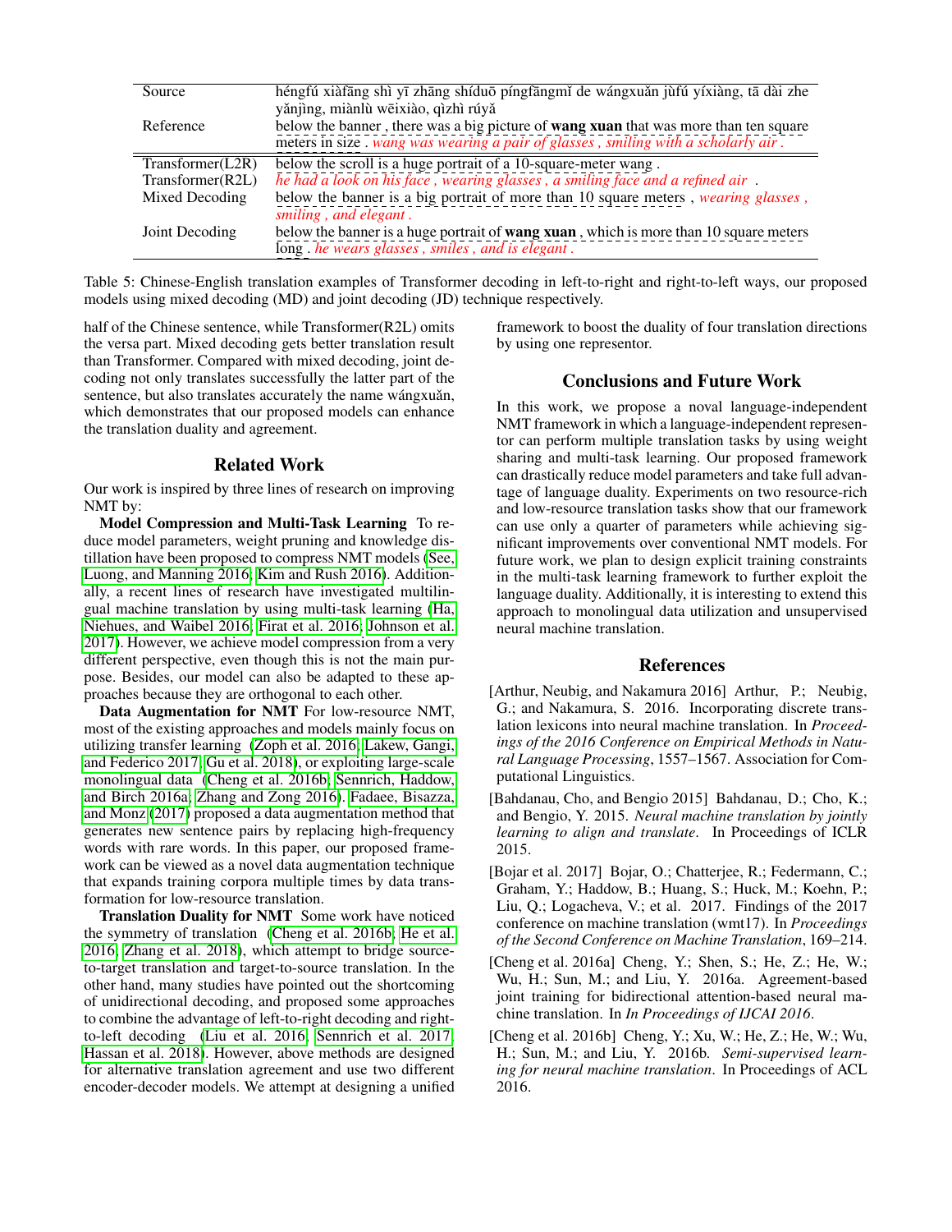| | |
|---|---|
| Source | héngfú xiàfāng shì yī zhāng shíduō píngfāngmǐ de wángxuǎn jùfú yíxiàng, tā dài zhe yǎnjìng, miànlù wēixiào, qìzhì rúyǎ |
| Reference | below the banner , there was a big picture of **wang xuan** that was more than ten square meters in size . *wang was wearing a pair of glasses , smiling with a scholarly air .* |
| Transformer(L2R) | below the scroll is a huge portrait of a 10-square-meter wang . |
| Transformer(R2L) | *he had a look on his face , wearing glasses , a smiling face and a refined air* . |
| Mixed Decoding | below the banner is a big portrait of more than 10 square meters , *wearing glasses , smiling , and elegant .* |
| Joint Decoding | below the banner is a huge portrait of **wang xuan** , which is more than 10 square meters long . *he wears glasses , smiles , and is elegant .* |

Table 5: Chinese-English translation examples of Transformer decoding in left-to-right and right-to-left ways, our proposed models using mixed decoding (MD) and joint decoding (JD) technique respectively.

half of the Chinese sentence, while Transformer(R2L) omits the versa part. Mixed decoding gets better translation result than Transformer. Compared with mixed decoding, joint decoding not only translates successfully the latter part of the sentence, but also translates accurately the name wángxuǎn, which demonstrates that our proposed models can enhance the translation duality and agreement.

## Related Work

Our work is inspired by three lines of research on improving NMT by:

**Model Compression and Multi-Task Learning** To reduce model parameters, weight pruning and knowledge distillation have been proposed to compress NMT models (See, Luong, and Manning 2016; Kim and Rush 2016). Additionally, a recent lines of research have investigated multilingual machine translation by using multi-task learning (Ha, Niehues, and Waibel 2016; Firat et al. 2016; Johnson et al. 2017). However, we achieve model compression from a very different perspective, even though this is not the main purpose. Besides, our model can also be adapted to these approaches because they are orthogonal to each other.

**Data Augmentation for NMT** For low-resource NMT, most of the existing approaches and models mainly focus on utilizing transfer learning (Zoph et al. 2016; Lakew, Gangi, and Federico 2017; Gu et al. 2018), or exploiting large-scale monolingual data (Cheng et al. 2016b; Sennrich, Haddow, and Birch 2016a; Zhang and Zong 2016). Fadaee, Bisazza, and Monz (2017) proposed a data augmentation method that generates new sentence pairs by replacing high-frequency words with rare words. In this paper, our proposed framework can be viewed as a novel data augmentation technique that expands training corpora multiple times by data transformation for low-resource translation.

**Translation Duality for NMT** Some work have noticed the symmetry of translation (Cheng et al. 2016b; He et al. 2016; Zhang et al. 2018), which attempt to bridge source-to-target translation and target-to-source translation. In the other hand, many studies have pointed out the shortcoming of unidirectional decoding, and proposed some approaches to combine the advantage of left-to-right decoding and right-to-left decoding (Liu et al. 2016; Sennrich et al. 2017; Hassan et al. 2018). However, above methods are designed for alternative translation agreement and use two different encoder-decoder models. We attempt at designing a unified framework to boost the duality of four translation directions by using one representor.

## Conclusions and Future Work

In this work, we propose a noval language-independent NMT framework in which a language-independent representor can perform multiple translation tasks by using weight sharing and multi-task learning. Our proposed framework can drastically reduce model parameters and take full advantage of language duality. Experiments on two resource-rich and low-resource translation tasks show that our framework can use only a quarter of parameters while achieving significant improvements over conventional NMT models. For future work, we plan to design explicit training constraints in the multi-task learning framework to further exploit the language duality. Additionally, it is interesting to extend this approach to monolingual data utilization and unsupervised neural machine translation.

## References

[Arthur, Neubig, and Nakamura 2016] Arthur, P.; Neubig, G.; and Nakamura, S. 2016. Incorporating discrete translation lexicons into neural machine translation. In *Proceedings of the 2016 Conference on Empirical Methods in Natural Language Processing*, 1557–1567. Association for Computational Linguistics.

[Bahdanau, Cho, and Bengio 2015] Bahdanau, D.; Cho, K.; and Bengio, Y. 2015. *Neural machine translation by jointly learning to align and translate*. In Proceedings of ICLR 2015.

[Bojar et al. 2017] Bojar, O.; Chatterjee, R.; Federmann, C.; Graham, Y.; Haddow, B.; Huang, S.; Huck, M.; Koehn, P.; Liu, Q.; Logacheva, V.; et al. 2017. Findings of the 2017 conference on machine translation (wmt17). In *Proceedings of the Second Conference on Machine Translation*, 169–214.

[Cheng et al. 2016a] Cheng, Y.; Shen, S.; He, Z.; He, W.; Wu, H.; Sun, M.; and Liu, Y. 2016a. Agreement-based joint training for bidirectional attention-based neural machine translation. In *In Proceedings of IJCAI 2016*.

[Cheng et al. 2016b] Cheng, Y.; Xu, W.; He, Z.; He, W.; Wu, H.; Sun, M.; and Liu, Y. 2016b. *Semi-supervised learning for neural machine translation*. In Proceedings of ACL 2016.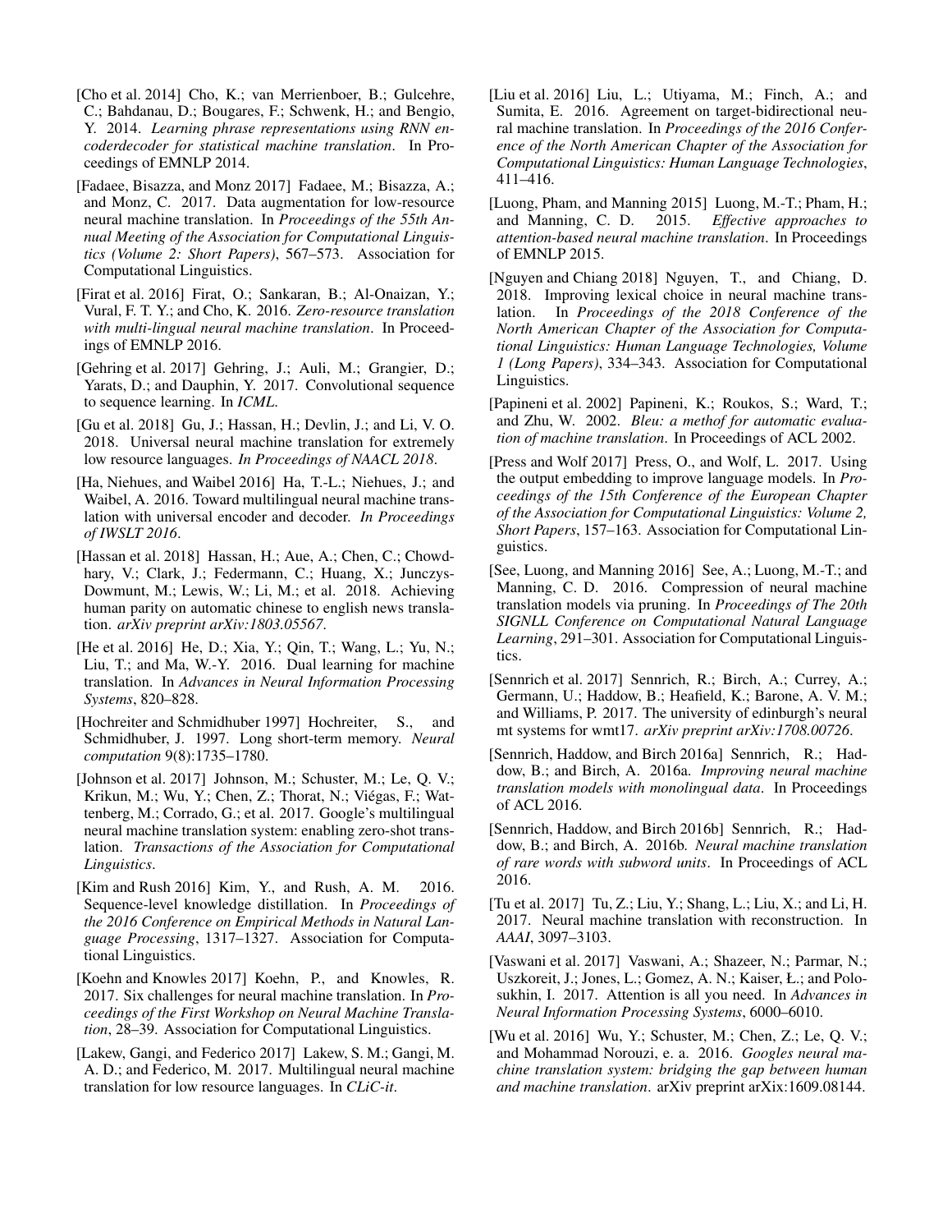[Cho et al. 2014] Cho, K.; van Merrienboer, B.; Gulcehre, C.; Bahdanau, D.; Bougares, F.; Schwenk, H.; and Bengio, Y. 2014. *Learning phrase representations using RNN encoderdecoder for statistical machine translation*. In Proceedings of EMNLP 2014.

[Fadaee, Bisazza, and Monz 2017] Fadaee, M.; Bisazza, A.; and Monz, C. 2017. Data augmentation for low-resource neural machine translation. In *Proceedings of the 55th Annual Meeting of the Association for Computational Linguistics (Volume 2: Short Papers)*, 567–573. Association for Computational Linguistics.

[Firat et al. 2016] Firat, O.; Sankaran, B.; Al-Onaizan, Y.; Vural, F. T. Y.; and Cho, K. 2016. *Zero-resource translation with multi-lingual neural machine translation*. In Proceedings of EMNLP 2016.

[Gehring et al. 2017] Gehring, J.; Auli, M.; Grangier, D.; Yarats, D.; and Dauphin, Y. 2017. Convolutional sequence to sequence learning. In *ICML*.

[Gu et al. 2018] Gu, J.; Hassan, H.; Devlin, J.; and Li, V. O. 2018. Universal neural machine translation for extremely low resource languages. *In Proceedings of NAACL 2018*.

[Ha, Niehues, and Waibel 2016] Ha, T.-L.; Niehues, J.; and Waibel, A. 2016. Toward multilingual neural machine translation with universal encoder and decoder. *In Proceedings of IWSLT 2016*.

[Hassan et al. 2018] Hassan, H.; Aue, A.; Chen, C.; Chowdhary, V.; Clark, J.; Federmann, C.; Huang, X.; Junczys-Dowmunt, M.; Lewis, W.; Li, M.; et al. 2018. Achieving human parity on automatic chinese to english news translation. *arXiv preprint arXiv:1803.05567*.

[He et al. 2016] He, D.; Xia, Y.; Qin, T.; Wang, L.; Yu, N.; Liu, T.; and Ma, W.-Y. 2016. Dual learning for machine translation. In *Advances in Neural Information Processing Systems*, 820–828.

[Hochreiter and Schmidhuber 1997] Hochreiter, S., and Schmidhuber, J. 1997. Long short-term memory. *Neural computation* 9(8):1735–1780.

[Johnson et al. 2017] Johnson, M.; Schuster, M.; Le, Q. V.; Krikun, M.; Wu, Y.; Chen, Z.; Thorat, N.; Viégas, F.; Wattenberg, M.; Corrado, G.; et al. 2017. Google's multilingual neural machine translation system: enabling zero-shot translation. *Transactions of the Association for Computational Linguistics*.

[Kim and Rush 2016] Kim, Y., and Rush, A. M. 2016. Sequence-level knowledge distillation. In *Proceedings of the 2016 Conference on Empirical Methods in Natural Language Processing*, 1317–1327. Association for Computational Linguistics.

[Koehn and Knowles 2017] Koehn, P., and Knowles, R. 2017. Six challenges for neural machine translation. In *Proceedings of the First Workshop on Neural Machine Translation*, 28–39. Association for Computational Linguistics.

[Lakew, Gangi, and Federico 2017] Lakew, S. M.; Gangi, M. A. D.; and Federico, M. 2017. Multilingual neural machine translation for low resource languages. In *CLiC-it*.

[Liu et al. 2016] Liu, L.; Utiyama, M.; Finch, A.; and Sumita, E. 2016. Agreement on target-bidirectional neural machine translation. In *Proceedings of the 2016 Conference of the North American Chapter of the Association for Computational Linguistics: Human Language Technologies*, 411–416.

[Luong, Pham, and Manning 2015] Luong, M.-T.; Pham, H.; and Manning, C. D. 2015. *Effective approaches to attention-based neural machine translation*. In Proceedings of EMNLP 2015.

[Nguyen and Chiang 2018] Nguyen, T., and Chiang, D. 2018. Improving lexical choice in neural machine translation. In *Proceedings of the 2018 Conference of the North American Chapter of the Association for Computational Linguistics: Human Language Technologies, Volume 1 (Long Papers)*, 334–343. Association for Computational Linguistics.

[Papineni et al. 2002] Papineni, K.; Roukos, S.; Ward, T.; and Zhu, W. 2002. *Bleu: a methof for automatic evaluation of machine translation*. In Proceedings of ACL 2002.

[Press and Wolf 2017] Press, O., and Wolf, L. 2017. Using the output embedding to improve language models. In *Proceedings of the 15th Conference of the European Chapter of the Association for Computational Linguistics: Volume 2, Short Papers*, 157–163. Association for Computational Linguistics.

[See, Luong, and Manning 2016] See, A.; Luong, M.-T.; and Manning, C. D. 2016. Compression of neural machine translation models via pruning. In *Proceedings of The 20th SIGNLL Conference on Computational Natural Language Learning*, 291–301. Association for Computational Linguistics.

[Sennrich et al. 2017] Sennrich, R.; Birch, A.; Currey, A.; Germann, U.; Haddow, B.; Heafield, K.; Barone, A. V. M.; and Williams, P. 2017. The university of edinburgh's neural mt systems for wmt17. *arXiv preprint arXiv:1708.00726*.

[Sennrich, Haddow, and Birch 2016a] Sennrich, R.; Haddow, B.; and Birch, A. 2016a. *Improving neural machine translation models with monolingual data*. In Proceedings of ACL 2016.

[Sennrich, Haddow, and Birch 2016b] Sennrich, R.; Haddow, B.; and Birch, A. 2016b. *Neural machine translation of rare words with subword units*. In Proceedings of ACL 2016.

[Tu et al. 2017] Tu, Z.; Liu, Y.; Shang, L.; Liu, X.; and Li, H. 2017. Neural machine translation with reconstruction. In *AAAI*, 3097–3103.

[Vaswani et al. 2017] Vaswani, A.; Shazeer, N.; Parmar, N.; Uszkoreit, J.; Jones, L.; Gomez, A. N.; Kaiser, Ł.; and Polosukhin, I. 2017. Attention is all you need. In *Advances in Neural Information Processing Systems*, 6000–6010.

[Wu et al. 2016] Wu, Y.; Schuster, M.; Chen, Z.; Le, Q. V.; and Mohammad Norouzi, e. a. 2016. *Googles neural machine translation system: bridging the gap between human and machine translation*. arXiv preprint arXiv:1609.08144.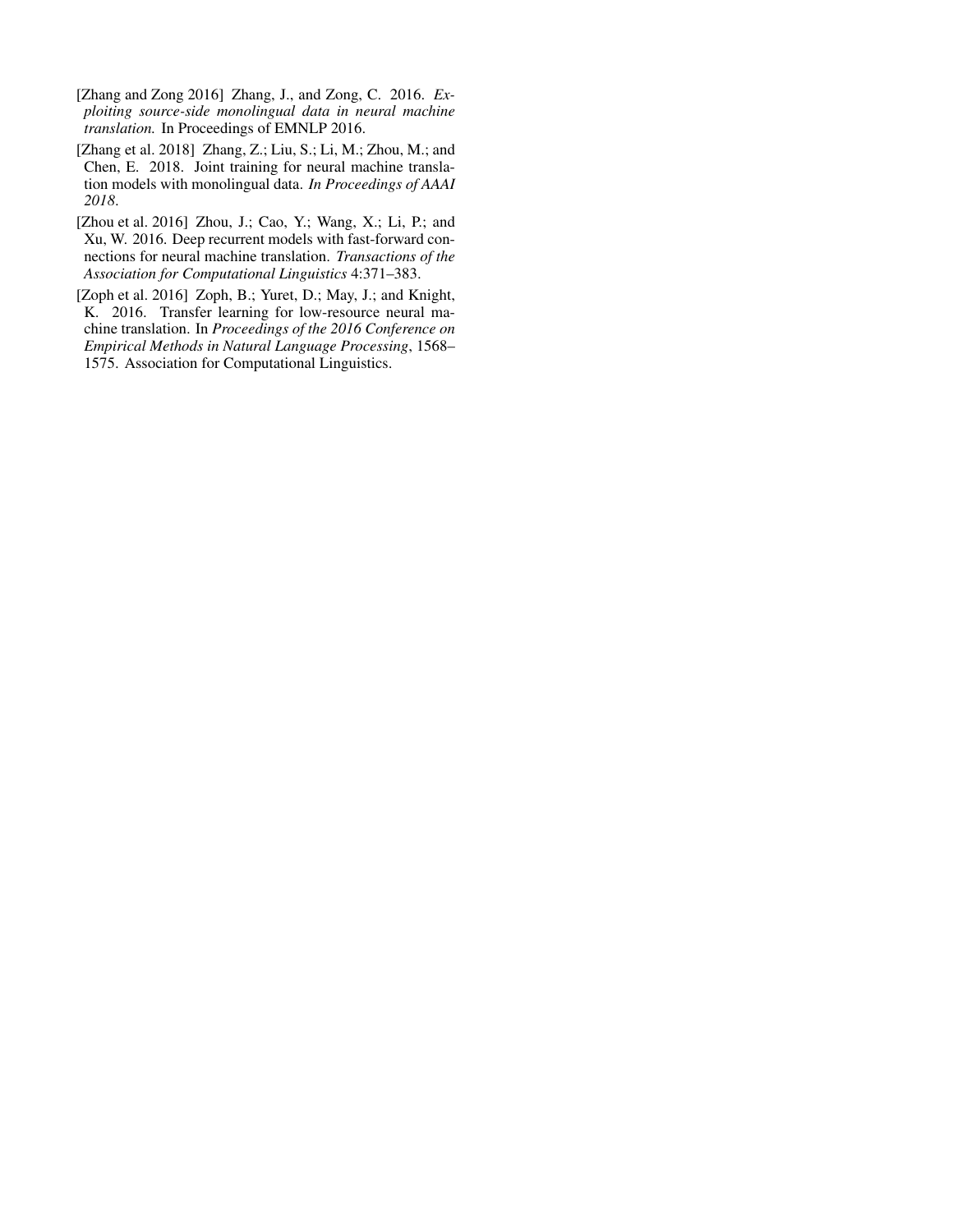[Zhang and Zong 2016] Zhang, J., and Zong, C. 2016. *Exploiting source-side monolingual data in neural machine translation.* In Proceedings of EMNLP 2016.

[Zhang et al. 2018] Zhang, Z.; Liu, S.; Li, M.; Zhou, M.; and Chen, E. 2018. Joint training for neural machine translation models with monolingual data. *In Proceedings of AAAI 2018*.

[Zhou et al. 2016] Zhou, J.; Cao, Y.; Wang, X.; Li, P.; and Xu, W. 2016. Deep recurrent models with fast-forward connections for neural machine translation. *Transactions of the Association for Computational Linguistics* 4:371–383.

[Zoph et al. 2016] Zoph, B.; Yuret, D.; May, J.; and Knight, K. 2016. Transfer learning for low-resource neural machine translation. In *Proceedings of the 2016 Conference on Empirical Methods in Natural Language Processing*, 1568–1575. Association for Computational Linguistics.